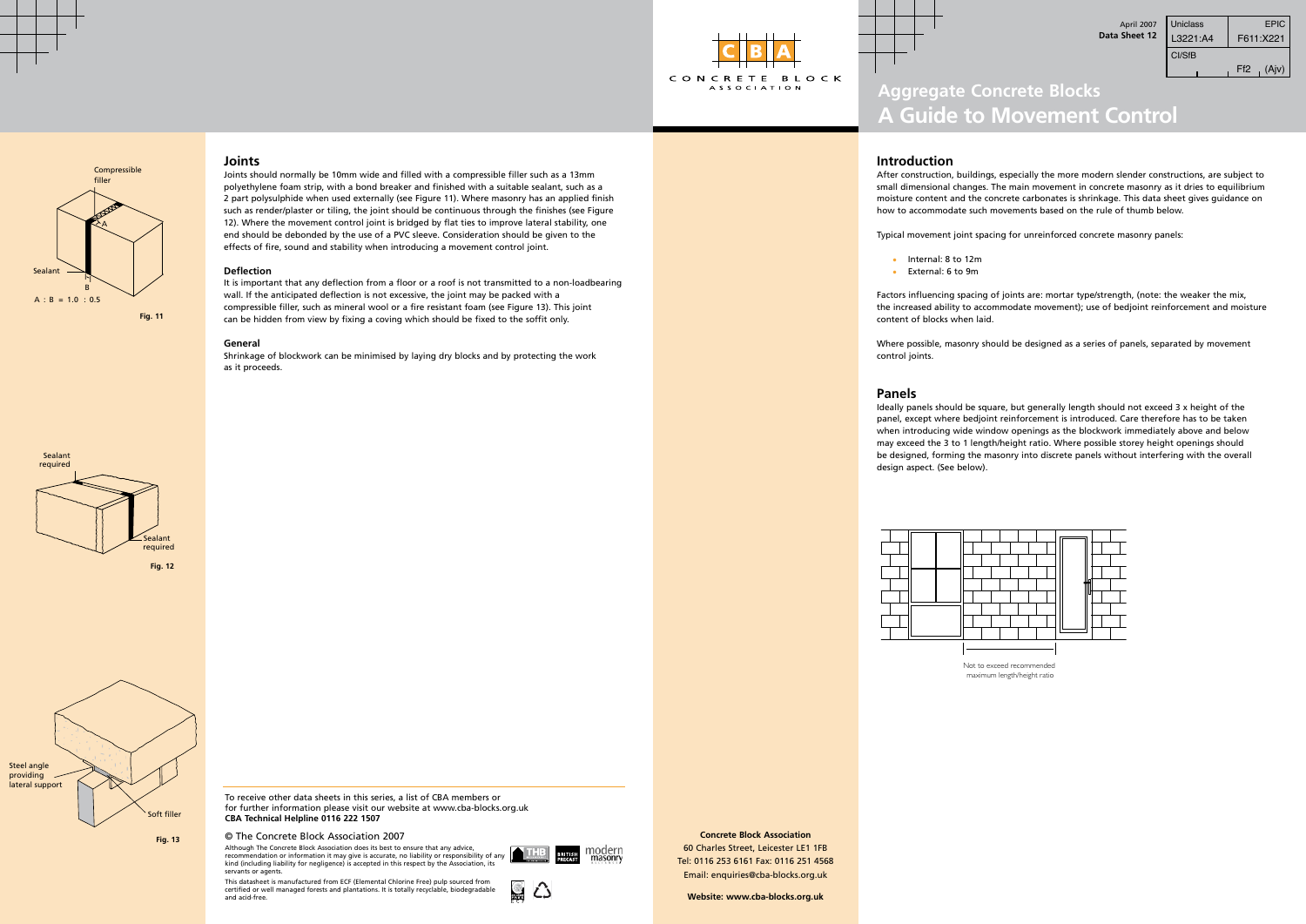# Aggregate Concrete Blocks
# A Guide to Movement Control

April 2007
Data Sheet 12

| Uniclass | EPIC |
| --- | --- |
| L3221:A4 | F611:X221 |
| CI/SfB | |
| | Ff2 (Ajv) |

## Introduction

After construction, buildings, especially the more modern slender constructions, are subject to small dimensional changes. The main movement in concrete masonry as it dries to equilibrium moisture content and the concrete carbonates is shrinkage. This data sheet gives guidance on how to accommodate such movements based on the rule of thumb below.

Typical movement joint spacing for unreinforced concrete masonry panels:

- Internal: 8 to 12m
- External: 6 to 9m

Factors influencing spacing of joints are: mortar type/strength, (note: the weaker the mix, the increased ability to accommodate movement); use of bedjoint reinforcement and moisture content of blocks when laid.

Where possible, masonry should be designed as a series of panels, separated by movement control joints.

## Panels

Ideally panels should be square, but generally length should not exceed 3 x height of the panel, except where bedjoint reinforcement is introduced. Care therefore has to be taken when introducing wide window openings as the blockwork immediately above and below may exceed the 3 to 1 length/height ratio. Where possible storey height openings should be designed, forming the masonry into discrete panels without interfering with the overall design aspect. (See below).

Not to exceed recommended maximum length/height ratio

## Joints

Joints should normally be 10mm wide and filled with a compressible filler such as a 13mm polyethylene foam strip, with a bond breaker and finished with a suitable sealant, such as a 2 part polysulphide when used externally (see Figure 11). Where masonry has an applied finish such as render/plaster or tiling, the joint should be continuous through the finishes (see Figure 12). Where the movement control joint is bridged by flat ties to improve lateral stability, one end should be debonded by the use of a PVC sleeve. Consideration should be given to the effects of fire, sound and stability when introducing a movement control joint.

### Deflection

It is important that any deflection from a floor or a roof is not transmitted to a non-loadbearing wall. If the anticipated deflection is not excessive, the joint may be packed with a compressible filler, such as mineral wool or a fire resistant foam (see Figure 13). This joint can be hidden from view by fixing a coving which should be fixed to the soffit only.

### General

Shrinkage of blockwork can be minimised by laying dry blocks and by protecting the work as it proceeds.

Compressible filler
Sealant
A : B = 1.0 : 0.5

**Fig. 11**

Sealant required
Sealant required

**Fig. 12**

Steel angle providing lateral support
Soft filler

**Fig. 13**

To receive other data sheets in this series, a list of CBA members or for further information please visit our website at www.cba-blocks.org.uk
**CBA Technical Helpline 0116 222 1507**

© The Concrete Block Association 2007

Although The Concrete Block Association does its best to ensure that any advice, recommendation or information it may give is accurate, no liability or responsibility of any kind (including liability for negligence) is accepted in this respect by the Association, its servants or agents.

This datasheet is manufactured from ECF (Elemental Chlorine Free) pulp sourced from certified or well managed forests and plantations. It is totally recyclable, biodegradable and acid-free.

**Concrete Block Association**
60 Charles Street, Leicester LE1 1FB
Tel: 0116 253 6161 Fax: 0116 251 4568
Email: enquiries@cba-blocks.org.uk

**Website: www.cba-blocks.org.uk**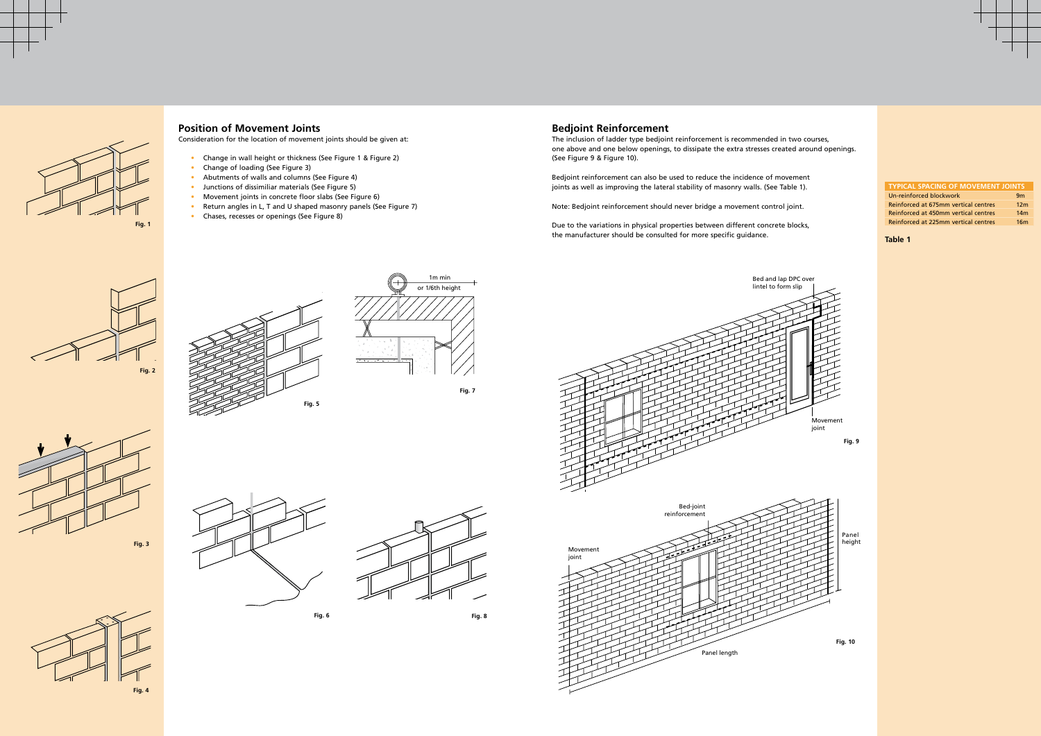## Position of Movement Joints

Consideration for the location of movement joints should be given at:

- Change in wall height or thickness (See Figure 1 & Figure 2)
- Change of loading (See Figure 3)
- Abutments of walls and columns (See Figure 4)
- Junctions of dissimiliar materials (See Figure 5)
- Movement joints in concrete floor slabs (See Figure 6)
- Return angles in L, T and U shaped masonry panels (See Figure 7)
- Chases, recesses or openings (See Figure 8)

Fig. 1

Fig. 2

Fig. 3

Fig. 4

Fig. 5

1m min
or 1/6th height

Fig. 7

Fig. 6

Fig. 8

## Bedjoint Reinforcement

The inclusion of ladder type bedjoint reinforcement is recommended in two courses, one above and one below openings, to dissipate the extra stresses created around openings. (See Figure 9 & Figure 10).

Bedjoint reinforcement can also be used to reduce the incidence of movement joints as well as improving the lateral stability of masonry walls. (See Table 1).

Note: Bedjoint reinforcement should never bridge a movement control joint.

Due to the variations in physical properties between different concrete blocks, the manufacturer should be consulted for more specific guidance.

| TYPICAL SPACING OF MOVEMENT JOINTS | |
|---|---|
| Un-reinforced blockwork | 9m |
| Reinforced at 675mm vertical centres | 12m |
| Reinforced at 450mm vertical centres | 14m |
| Reinforced at 225mm vertical centres | 16m |

**Table 1**

Bed and lap DPC over lintel to form slip

Movement joint

Fig. 9

Bed-joint reinforcement

Movement joint

Panel height

Panel length

Fig. 10